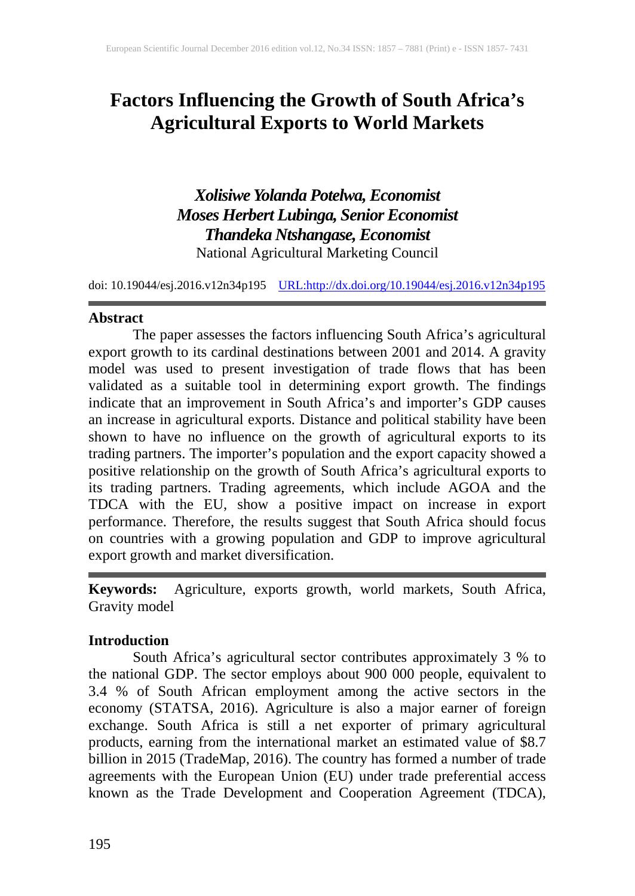# Factors Influencing the Growth of South Africa's Agricultural Exports to World Markets

***Xolisiwe Yolanda Potelwa, Economist***
***Moses Herbert Lubinga, Senior Economist***
***Thandeka Ntshangase, Economist***
National Agricultural Marketing Council

doi: 10.19044/esj.2016.v12n34p195 URL:http://dx.doi.org/10.19044/esj.2016.v12n34p195

## Abstract

The paper assesses the factors influencing South Africa's agricultural export growth to its cardinal destinations between 2001 and 2014. A gravity model was used to present investigation of trade flows that has been validated as a suitable tool in determining export growth. The findings indicate that an improvement in South Africa's and importer's GDP causes an increase in agricultural exports. Distance and political stability have been shown to have no influence on the growth of agricultural exports to its trading partners. The importer's population and the export capacity showed a positive relationship on the growth of South Africa's agricultural exports to its trading partners. Trading agreements, which include AGOA and the TDCA with the EU, show a positive impact on increase in export performance. Therefore, the results suggest that South Africa should focus on countries with a growing population and GDP to improve agricultural export growth and market diversification.

**Keywords:** Agriculture, exports growth, world markets, South Africa, Gravity model

## Introduction

South Africa's agricultural sector contributes approximately 3 % to the national GDP. The sector employs about 900 000 people, equivalent to 3.4 % of South African employment among the active sectors in the economy (STATSA, 2016). Agriculture is also a major earner of foreign exchange. South Africa is still a net exporter of primary agricultural products, earning from the international market an estimated value of $8.7 billion in 2015 (TradeMap, 2016). The country has formed a number of trade agreements with the European Union (EU) under trade preferential access known as the Trade Development and Cooperation Agreement (TDCA),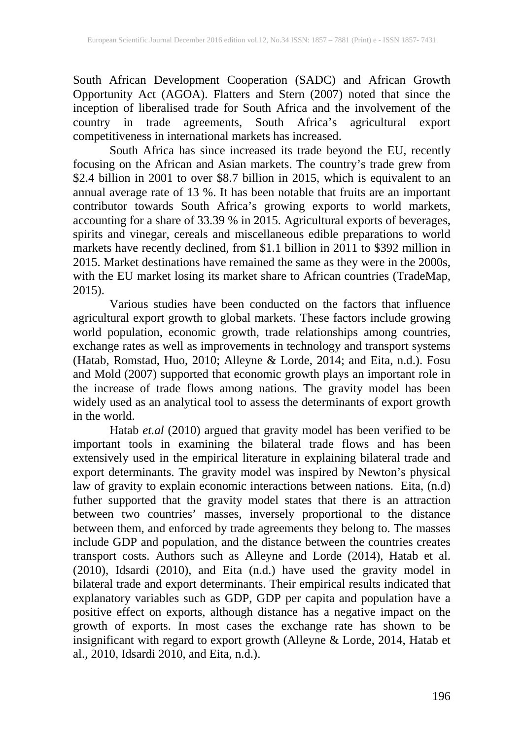South African Development Cooperation (SADC) and African Growth Opportunity Act (AGOA). Flatters and Stern (2007) noted that since the inception of liberalised trade for South Africa and the involvement of the country in trade agreements, South Africa's agricultural export competitiveness in international markets has increased.

South Africa has since increased its trade beyond the EU, recently focusing on the African and Asian markets. The country's trade grew from $2.4 billion in 2001 to over $8.7 billion in 2015, which is equivalent to an annual average rate of 13 %. It has been notable that fruits are an important contributor towards South Africa's growing exports to world markets, accounting for a share of 33.39 % in 2015. Agricultural exports of beverages, spirits and vinegar, cereals and miscellaneous edible preparations to world markets have recently declined, from $1.1 billion in 2011 to $392 million in 2015. Market destinations have remained the same as they were in the 2000s, with the EU market losing its market share to African countries (TradeMap, 2015).

Various studies have been conducted on the factors that influence agricultural export growth to global markets. These factors include growing world population, economic growth, trade relationships among countries, exchange rates as well as improvements in technology and transport systems (Hatab, Romstad, Huo, 2010; Alleyne & Lorde, 2014; and Eita, n.d.). Fosu and Mold (2007) supported that economic growth plays an important role in the increase of trade flows among nations. The gravity model has been widely used as an analytical tool to assess the determinants of export growth in the world.

Hatab *et.al* (2010) argued that gravity model has been verified to be important tools in examining the bilateral trade flows and has been extensively used in the empirical literature in explaining bilateral trade and export determinants. The gravity model was inspired by Newton's physical law of gravity to explain economic interactions between nations. Eita, (n.d) futher supported that the gravity model states that there is an attraction between two countries' masses, inversely proportional to the distance between them, and enforced by trade agreements they belong to. The masses include GDP and population, and the distance between the countries creates transport costs. Authors such as Alleyne and Lorde (2014), Hatab et al. (2010), Idsardi (2010), and Eita (n.d.) have used the gravity model in bilateral trade and export determinants. Their empirical results indicated that explanatory variables such as GDP, GDP per capita and population have a positive effect on exports, although distance has a negative impact on the growth of exports. In most cases the exchange rate has shown to be insignificant with regard to export growth (Alleyne & Lorde, 2014, Hatab et al., 2010, Idsardi 2010, and Eita, n.d.).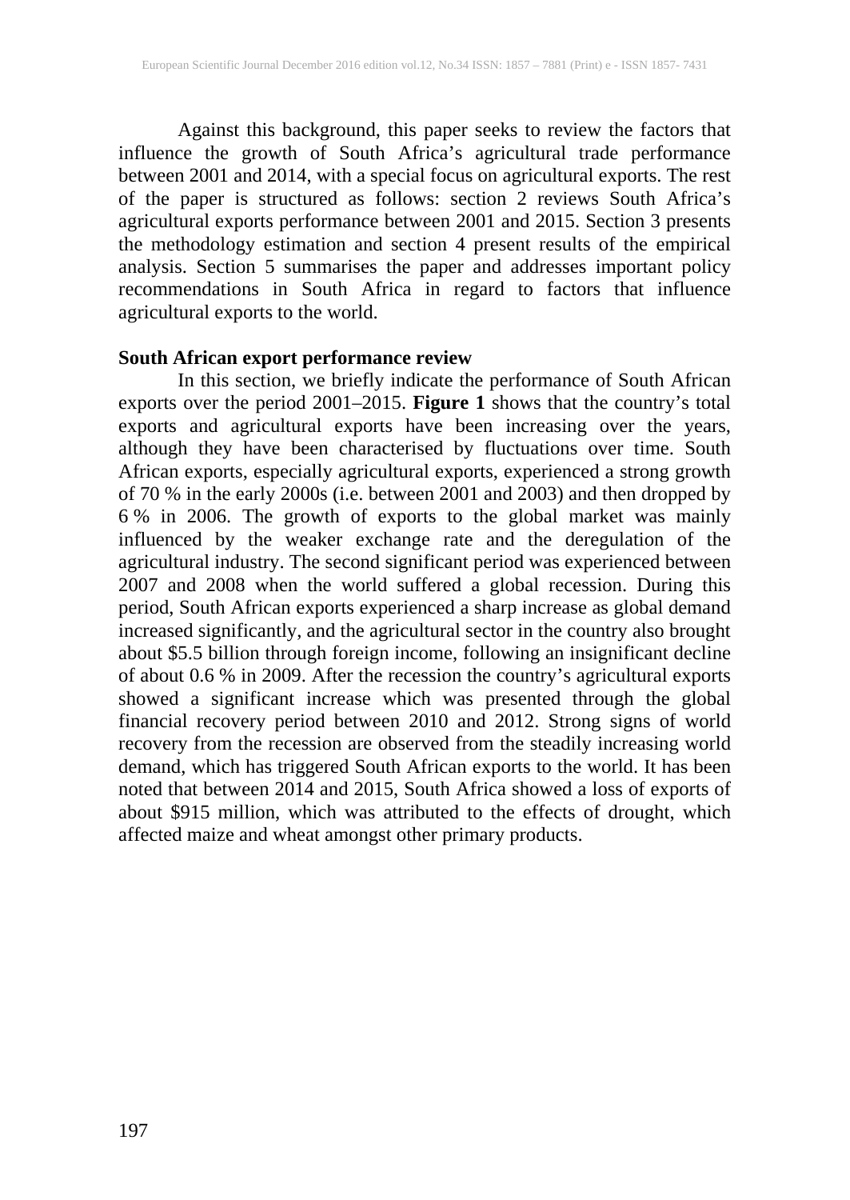Against this background, this paper seeks to review the factors that influence the growth of South Africa's agricultural trade performance between 2001 and 2014, with a special focus on agricultural exports. The rest of the paper is structured as follows: section 2 reviews South Africa's agricultural exports performance between 2001 and 2015. Section 3 presents the methodology estimation and section 4 present results of the empirical analysis. Section 5 summarises the paper and addresses important policy recommendations in South Africa in regard to factors that influence agricultural exports to the world.

## South African export performance review

In this section, we briefly indicate the performance of South African exports over the period 2001–2015. **Figure 1** shows that the country's total exports and agricultural exports have been increasing over the years, although they have been characterised by fluctuations over time. South African exports, especially agricultural exports, experienced a strong growth of 70 % in the early 2000s (i.e. between 2001 and 2003) and then dropped by 6 % in 2006. The growth of exports to the global market was mainly influenced by the weaker exchange rate and the deregulation of the agricultural industry. The second significant period was experienced between 2007 and 2008 when the world suffered a global recession. During this period, South African exports experienced a sharp increase as global demand increased significantly, and the agricultural sector in the country also brought about $5.5 billion through foreign income, following an insignificant decline of about 0.6 % in 2009. After the recession the country's agricultural exports showed a significant increase which was presented through the global financial recovery period between 2010 and 2012. Strong signs of world recovery from the recession are observed from the steadily increasing world demand, which has triggered South African exports to the world. It has been noted that between 2014 and 2015, South Africa showed a loss of exports of about $915 million, which was attributed to the effects of drought, which affected maize and wheat amongst other primary products.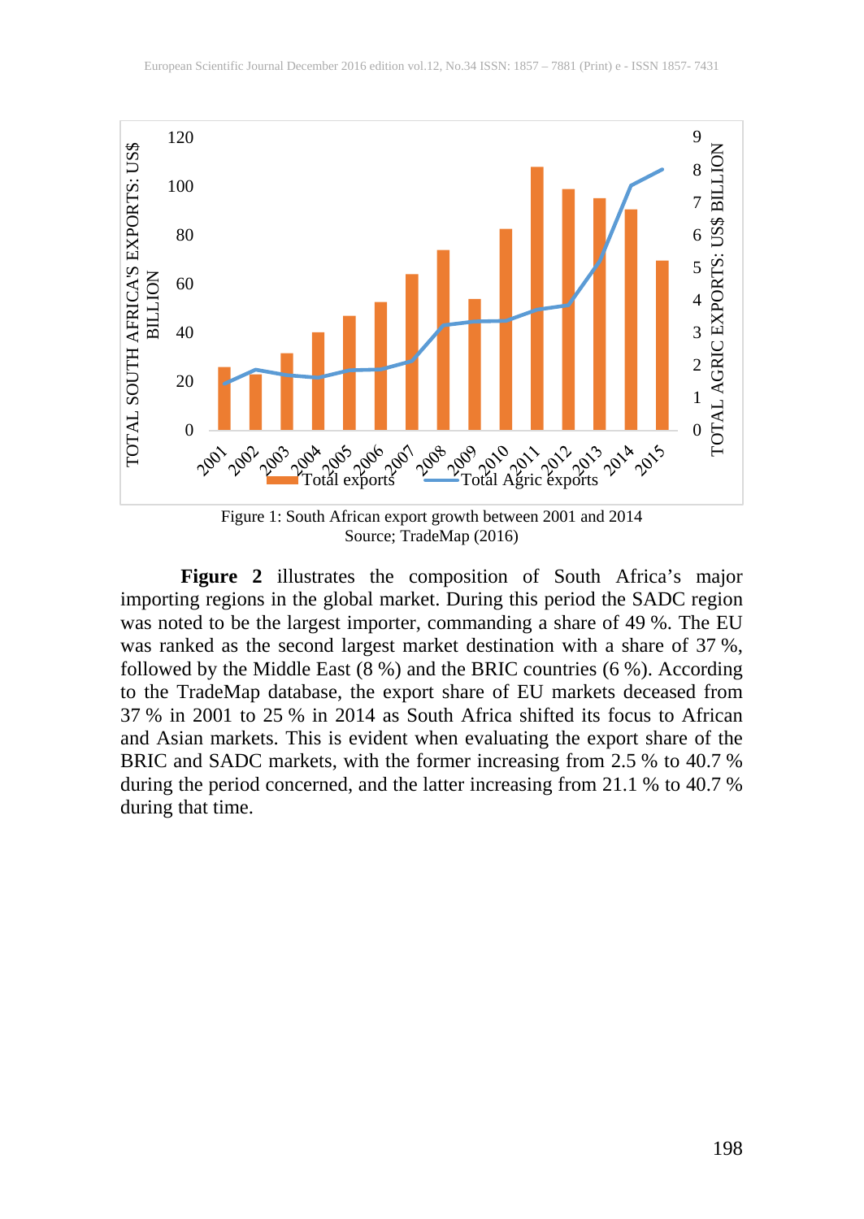Figure 1: South African export growth between 2001 and 2014
Source; TradeMap (2016)

**Figure 2** illustrates the composition of South Africa's major importing regions in the global market. During this period the SADC region was noted to be the largest importer, commanding a share of 49 %. The EU was ranked as the second largest market destination with a share of 37 %, followed by the Middle East (8 %) and the BRIC countries (6 %). According to the TradeMap database, the export share of EU markets deceased from 37 % in 2001 to 25 % in 2014 as South Africa shifted its focus to African and Asian markets. This is evident when evaluating the export share of the BRIC and SADC markets, with the former increasing from 2.5 % to 40.7 % during the period concerned, and the latter increasing from 21.1 % to 40.7 % during that time.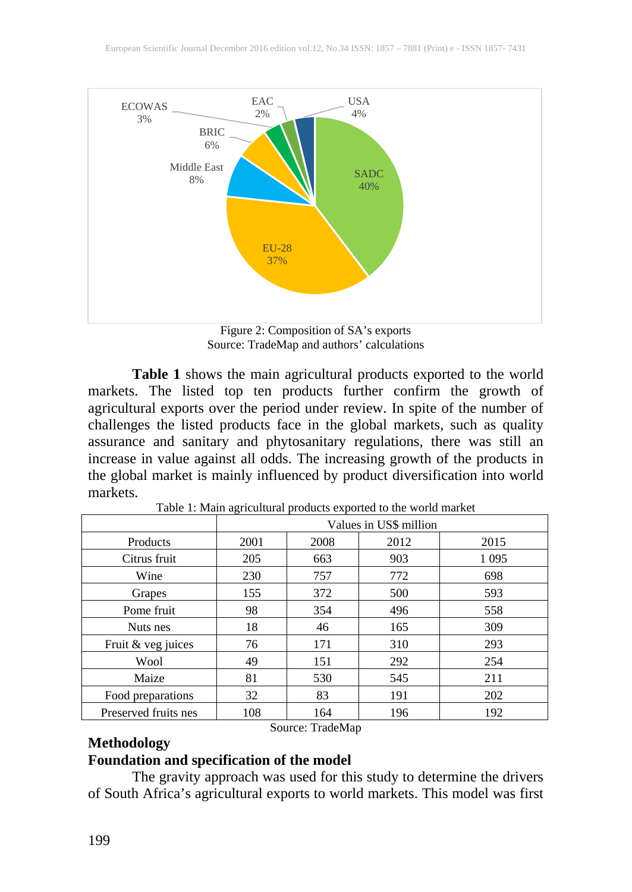Figure 2: Composition of SA's exports
Source: TradeMap and authors' calculations

**Table 1** shows the main agricultural products exported to the world markets. The listed top ten products further confirm the growth of agricultural exports over the period under review. In spite of the number of challenges the listed products face in the global markets, such as quality assurance and sanitary and phytosanitary regulations, there was still an increase in value against all odds. The increasing growth of the products in the global market is mainly influenced by product diversification into world markets.

Table 1: Main agricultural products exported to the world market

| | Values in US$ million | | | |
|---|---|---|---|---|
| Products | 2001 | 2008 | 2012 | 2015 |
| Citrus fruit | 205 | 663 | 903 | 1 095 |
| Wine | 230 | 757 | 772 | 698 |
| Grapes | 155 | 372 | 500 | 593 |
| Pome fruit | 98 | 354 | 496 | 558 |
| Nuts nes | 18 | 46 | 165 | 309 |
| Fruit & veg juices | 76 | 171 | 310 | 293 |
| Wool | 49 | 151 | 292 | 254 |
| Maize | 81 | 530 | 545 | 211 |
| Food preparations | 32 | 83 | 191 | 202 |
| Preserved fruits nes | 108 | 164 | 196 | 192 |

Source: TradeMap

## Methodology

### Foundation and specification of the model

The gravity approach was used for this study to determine the drivers of South Africa's agricultural exports to world markets. This model was first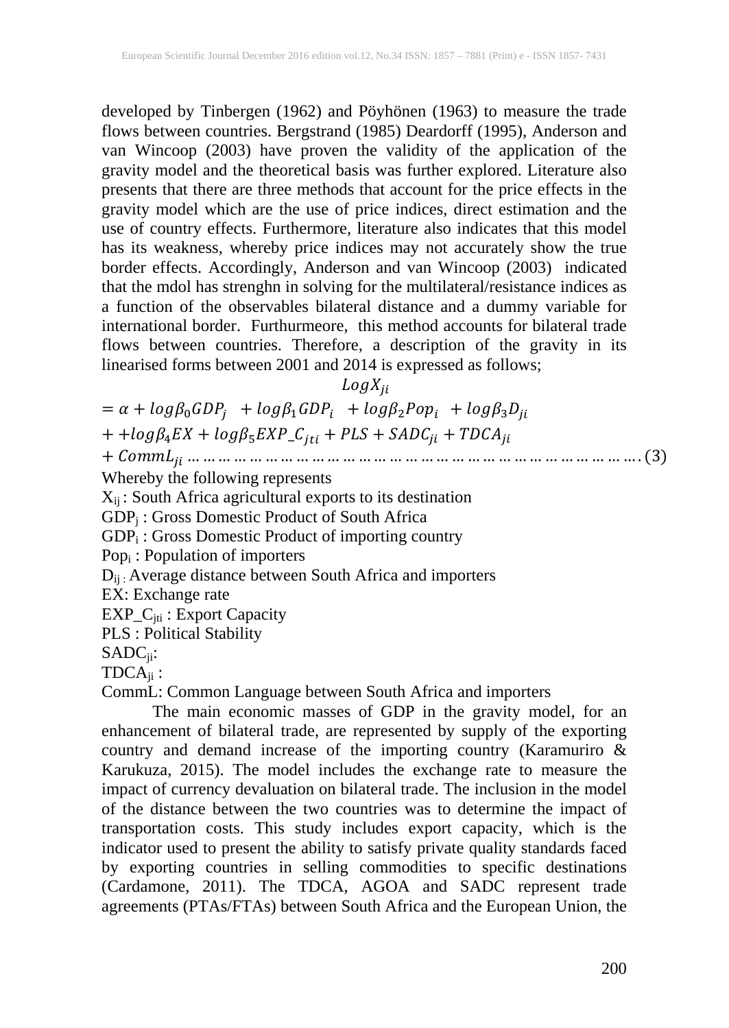developed by Tinbergen (1962) and Pöyhönen (1963) to measure the trade flows between countries. Bergstrand (1985) Deardorff (1995), Anderson and van Wincoop (2003) have proven the validity of the application of the gravity model and the theoretical basis was further explored. Literature also presents that there are three methods that account for the price effects in the gravity model which are the use of price indices, direct estimation and the use of country effects. Furthermore, literature also indicates that this model has its weakness, whereby price indices may not accurately show the true border effects. Accordingly, Anderson and van Wincoop (2003) indicated that the mdol has strenghn in solving for the multilateral/resistance indices as a function of the observables bilateral distance and a dummy variable for international border. Furthurmeore, this method accounts for bilateral trade flows between countries. Therefore, a description of the gravity in its linearised forms between 2001 and 2014 is expressed as follows;

$$LogX_{ji} = \alpha + log\beta_0 GDP_j + log\beta_1 GDP_i + log\beta_2 Pop_i + log\beta_3 D_{ji} + + log\beta_4 EX + log\beta_5 EXP\_C_{jti} + PLS + SADC_{ji} + TDCA_{ji} + CommL_{ji} \ldots\ldots\ldots\ldots\ldots\ldots\ldots\ldots\ldots\ldots\ldots\ldots\ldots\ldots\ldots\ldots\ldots\ldots\ldots\ldots\ldots\ldots\ldots\ldots. (3)$$

Whereby the following represents

$X_{ij}$ : South Africa agricultural exports to its destination  
$GDP_j$ : Gross Domestic Product of South Africa  
$GDP_i$ : Gross Domestic Product of importing country  
$Pop_i$ : Population of importers  
$D_{ij}$ : Average distance between South Africa and importers  
EX: Exchange rate  
$EXP\_C_{jti}$ : Export Capacity  
PLS : Political Stability  
$SADC_{ji}$:  
$TDCA_{ji}$ :  
CommL: Common Language between South Africa and importers

The main economic masses of GDP in the gravity model, for an enhancement of bilateral trade, are represented by supply of the exporting country and demand increase of the importing country (Karamuriro & Karukuza, 2015). The model includes the exchange rate to measure the impact of currency devaluation on bilateral trade. The inclusion in the model of the distance between the two countries was to determine the impact of transportation costs. This study includes export capacity, which is the indicator used to present the ability to satisfy private quality standards faced by exporting countries in selling commodities to specific destinations (Cardamone, 2011). The TDCA, AGOA and SADC represent trade agreements (PTAs/FTAs) between South Africa and the European Union, the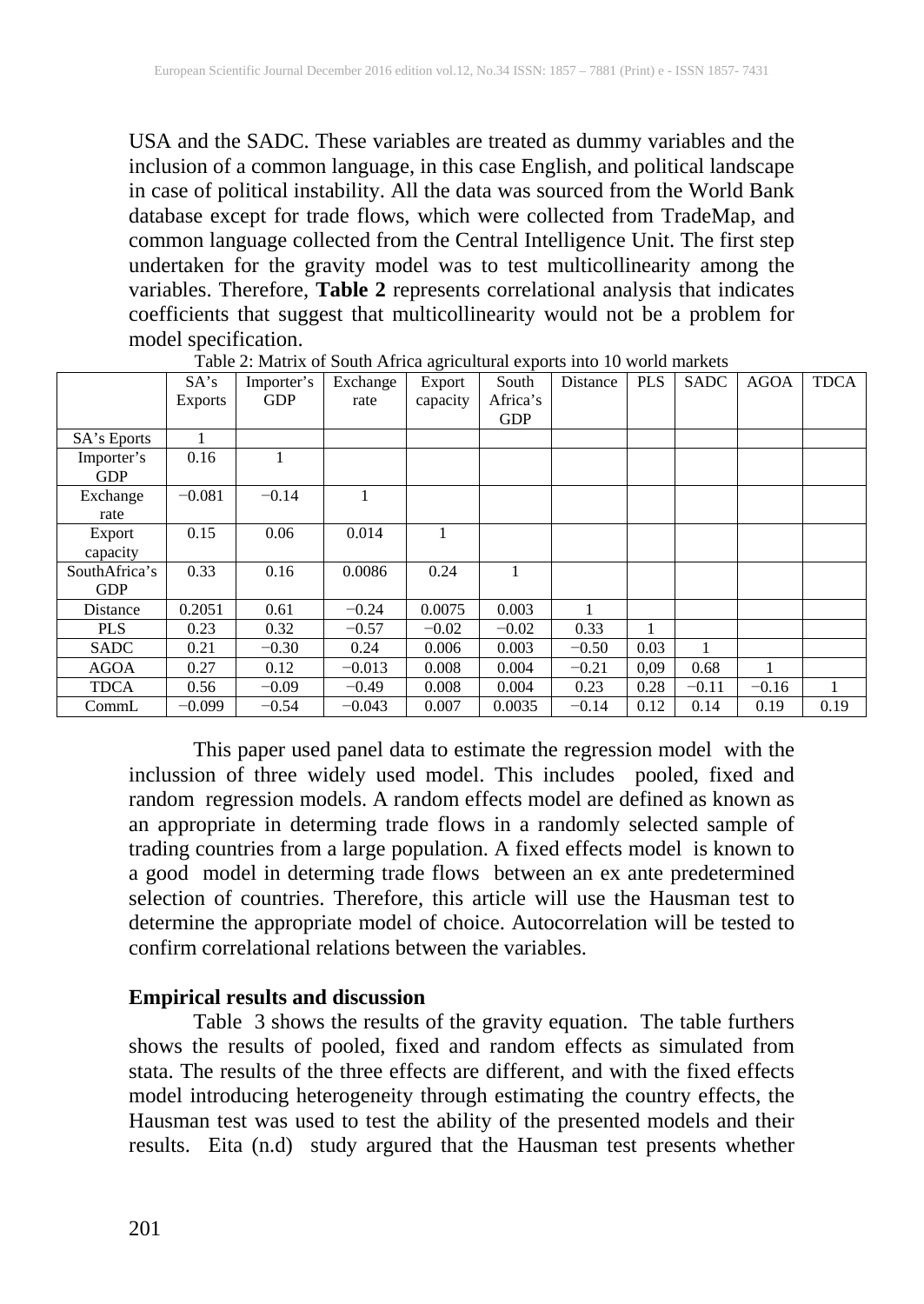USA and the SADC. These variables are treated as dummy variables and the inclusion of a common language, in this case English, and political landscape in case of political instability. All the data was sourced from the World Bank database except for trade flows, which were collected from TradeMap, and common language collected from the Central Intelligence Unit. The first step undertaken for the gravity model was to test multicollinearity among the variables. Therefore, **Table 2** represents correlational analysis that indicates coefficients that suggest that multicollinearity would not be a problem for model specification.

Table 2: Matrix of South Africa agricultural exports into 10 world markets

| | SA's Exports | Importer's GDP | Exchange rate | Export capacity | South Africa's GDP | Distance | PLS | SADC | AGOA | TDCA |
|---|---|---|---|---|---|---|---|---|---|---|
| SA's Eports | 1 | | | | | | | | | |
| Importer's GDP | 0.16 | 1 | | | | | | | | |
| Exchange rate | −0.081 | −0.14 | 1 | | | | | | | |
| Export capacity | 0.15 | 0.06 | 0.014 | 1 | | | | | | |
| SouthAfrica's GDP | 0.33 | 0.16 | 0.0086 | 0.24 | 1 | | | | | |
| Distance | 0.2051 | 0.61 | −0.24 | 0.0075 | 0.003 | 1 | | | | |
| PLS | 0.23 | 0.32 | −0.57 | −0.02 | −0.02 | 0.33 | 1 | | | |
| SADC | 0.21 | −0.30 | 0.24 | 0.006 | 0.003 | −0.50 | 0.03 | 1 | | |
| AGOA | 0.27 | 0.12 | −0.013 | 0.008 | 0.004 | −0.21 | 0,09 | 0.68 | 1 | |
| TDCA | 0.56 | −0.09 | −0.49 | 0.008 | 0.004 | 0.23 | 0.28 | −0.11 | −0.16 | 1 |
| CommL | −0.099 | −0.54 | −0.043 | 0.007 | 0.0035 | −0.14 | 0.12 | 0.14 | 0.19 | 0.19 |

This paper used panel data to estimate the regression model with the inclussion of three widely used model. This includes pooled, fixed and random regression models. A random effects model are defined as known as an appropriate in determing trade flows in a randomly selected sample of trading countries from a large population. A fixed effects model is known to a good model in determing trade flows between an ex ante predetermined selection of countries. Therefore, this article will use the Hausman test to determine the appropriate model of choice. Autocorrelation will be tested to confirm correlational relations between the variables.

## Empirical results and discussion

Table 3 shows the results of the gravity equation. The table furthers shows the results of pooled, fixed and random effects as simulated from stata. The results of the three effects are different, and with the fixed effects model introducing heterogeneity through estimating the country effects, the Hausman test was used to test the ability of the presented models and their results. Eita (n.d) study argured that the Hausman test presents whether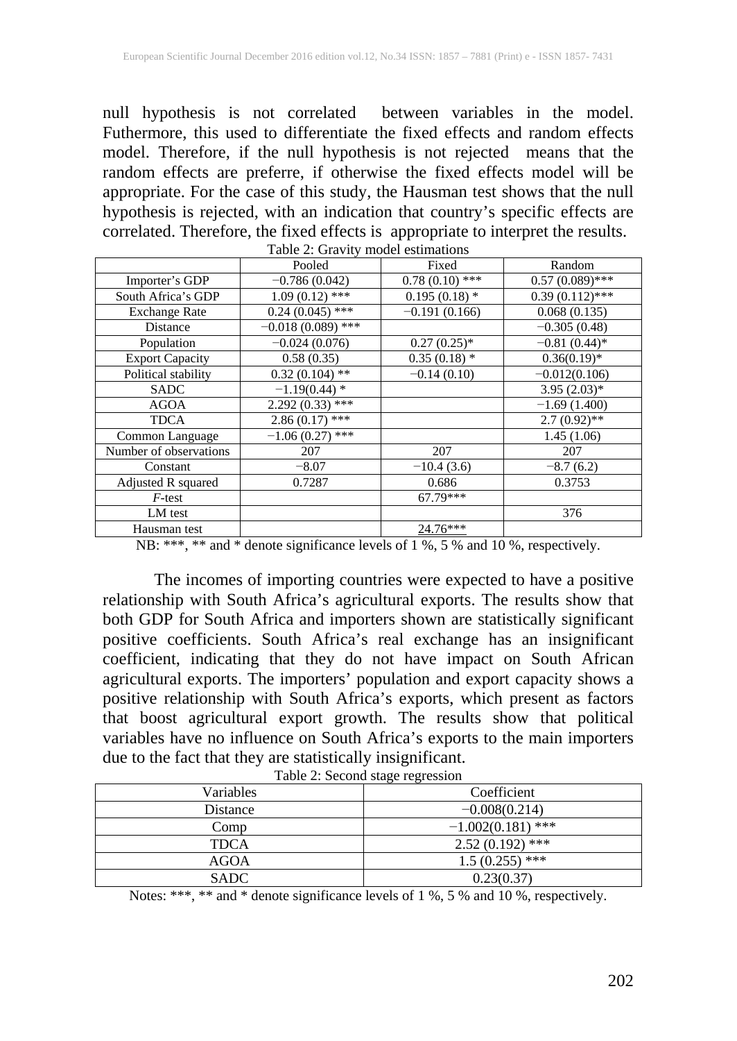null hypothesis is not correlated between variables in the model. Futhermore, this used to differentiate the fixed effects and random effects model. Therefore, if the null hypothesis is not rejected means that the random effects are preferre, if otherwise the fixed effects model will be appropriate. For the case of this study, the Hausman test shows that the null hypothesis is rejected, with an indication that country's specific effects are correlated. Therefore, the fixed effects is appropriate to interpret the results.

Table 2: Gravity model estimations

| | Pooled | Fixed | Random |
|---|---|---|---|
| Importer's GDP | −0.786 (0.042) | 0.78 (0.10) *** | 0.57 (0.089)*** |
| South Africa's GDP | 1.09 (0.12) *** | 0.195 (0.18) * | 0.39 (0.112)*** |
| Exchange Rate | 0.24 (0.045) *** | −0.191 (0.166) | 0.068 (0.135) |
| Distance | −0.018 (0.089) *** | | −0.305 (0.48) |
| Population | −0.024 (0.076) | 0.27 (0.25)* | −0.81 (0.44)* |
| Export Capacity | 0.58 (0.35) | 0.35 (0.18) * | 0.36(0.19)* |
| Political stability | 0.32 (0.104) ** | −0.14 (0.10) | −0.012(0.106) |
| SADC | −1.19(0.44) * | | 3.95 (2.03)* |
| AGOA | 2.292 (0.33) *** | | −1.69 (1.400) |
| TDCA | 2.86 (0.17) *** | | 2.7 (0.92)** |
| Common Language | −1.06 (0.27) *** | | 1.45 (1.06) |
| Number of observations | 207 | 207 | 207 |
| Constant | −8.07 | −10.4 (3.6) | −8.7 (6.2) |
| Adjusted R squared | 0.7287 | 0.686 | 0.3753 |
| *F*-test | | 67.79*** | |
| LM test | | | 376 |
| Hausman test | | 24.76*** | |

NB: ***, ** and * denote significance levels of 1 %, 5 % and 10 %, respectively.

The incomes of importing countries were expected to have a positive relationship with South Africa's agricultural exports. The results show that both GDP for South Africa and importers shown are statistically significant positive coefficients. South Africa's real exchange has an insignificant coefficient, indicating that they do not have impact on South African agricultural exports. The importers' population and export capacity shows a positive relationship with South Africa's exports, which present as factors that boost agricultural export growth. The results show that political variables have no influence on South Africa's exports to the main importers due to the fact that they are statistically insignificant.

Table 2: Second stage regression

| Variables | Coefficient |
|---|---|
| Distance | −0.008(0.214) |
| Comp | −1.002(0.181) *** |
| TDCA | 2.52 (0.192) *** |
| AGOA | 1.5 (0.255) *** |
| SADC | 0.23(0.37) |

Notes: ***, ** and * denote significance levels of 1 %, 5 % and 10 %, respectively.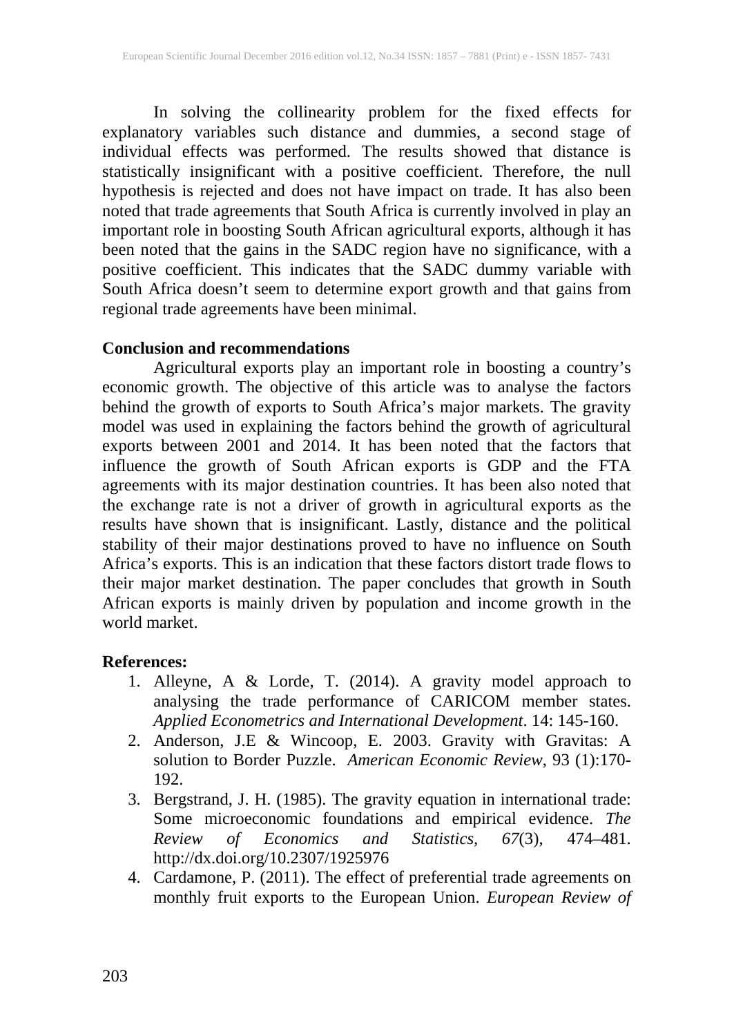In solving the collinearity problem for the fixed effects for explanatory variables such distance and dummies, a second stage of individual effects was performed. The results showed that distance is statistically insignificant with a positive coefficient. Therefore, the null hypothesis is rejected and does not have impact on trade. It has also been noted that trade agreements that South Africa is currently involved in play an important role in boosting South African agricultural exports, although it has been noted that the gains in the SADC region have no significance, with a positive coefficient. This indicates that the SADC dummy variable with South Africa doesn't seem to determine export growth and that gains from regional trade agreements have been minimal.

## Conclusion and recommendations

Agricultural exports play an important role in boosting a country's economic growth. The objective of this article was to analyse the factors behind the growth of exports to South Africa's major markets. The gravity model was used in explaining the factors behind the growth of agricultural exports between 2001 and 2014. It has been noted that the factors that influence the growth of South African exports is GDP and the FTA agreements with its major destination countries. It has been also noted that the exchange rate is not a driver of growth in agricultural exports as the results have shown that is insignificant. Lastly, distance and the political stability of their major destinations proved to have no influence on South Africa's exports. This is an indication that these factors distort trade flows to their major market destination. The paper concludes that growth in South African exports is mainly driven by population and income growth in the world market.

## References:

1. Alleyne, A & Lorde, T. (2014). A gravity model approach to analysing the trade performance of CARICOM member states. *Applied Econometrics and International Development*. 14: 145-160.
2. Anderson, J.E & Wincoop, E. 2003. Gravity with Gravitas: A solution to Border Puzzle. *American Economic Review*, 93 (1):170-192.
3. Bergstrand, J. H. (1985). The gravity equation in international trade: Some microeconomic foundations and empirical evidence. *The Review of Economics and Statistics, 67*(3), 474–481. http://dx.doi.org/10.2307/1925976
4. Cardamone, P. (2011). The effect of preferential trade agreements on monthly fruit exports to the European Union. *European Review of*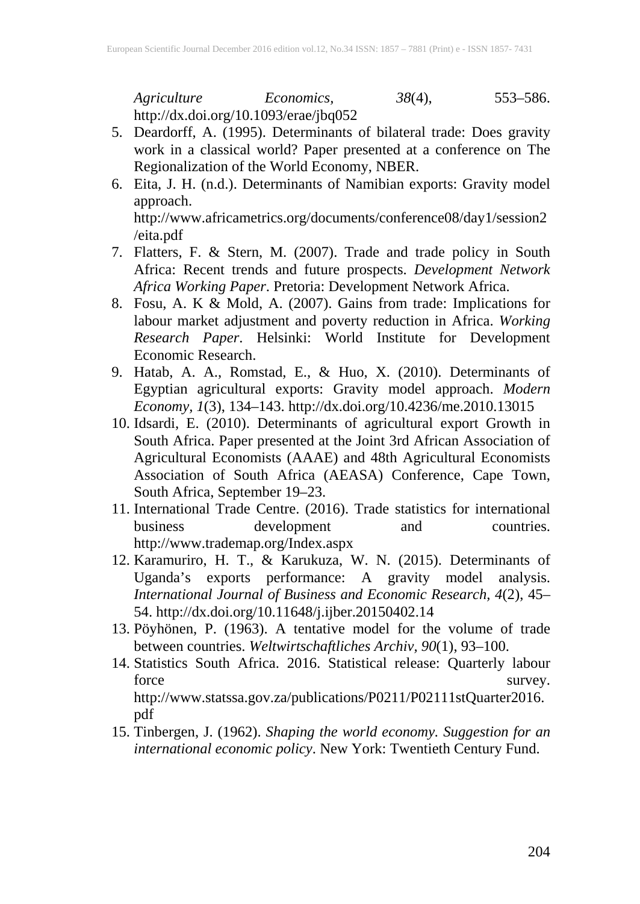*Agriculture Economics*, *38*(4), 553–586. http://dx.doi.org/10.1093/erae/jbq052

5. Deardorff, A. (1995). Determinants of bilateral trade: Does gravity work in a classical world? Paper presented at a conference on The Regionalization of the World Economy, NBER.
6. Eita, J. H. (n.d.). Determinants of Namibian exports: Gravity model approach. http://www.africametrics.org/documents/conference08/day1/session2/eita.pdf
7. Flatters, F. & Stern, M. (2007). Trade and trade policy in South Africa: Recent trends and future prospects. *Development Network Africa Working Paper*. Pretoria: Development Network Africa.
8. Fosu, A. K & Mold, A. (2007). Gains from trade: Implications for labour market adjustment and poverty reduction in Africa. *Working Research Paper*. Helsinki: World Institute for Development Economic Research.
9. Hatab, A. A., Romstad, E., & Huo, X. (2010). Determinants of Egyptian agricultural exports: Gravity model approach. *Modern Economy*, *1*(3), 134–143. http://dx.doi.org/10.4236/me.2010.13015
10. Idsardi, E. (2010). Determinants of agricultural export Growth in South Africa. Paper presented at the Joint 3rd African Association of Agricultural Economists (AAAE) and 48th Agricultural Economists Association of South Africa (AEASA) Conference, Cape Town, South Africa, September 19–23.
11. International Trade Centre. (2016). Trade statistics for international business development and countries. http://www.trademap.org/Index.aspx
12. Karamuriro, H. T., & Karukuza, W. N. (2015). Determinants of Uganda's exports performance: A gravity model analysis. *International Journal of Business and Economic Research*, *4*(2), 45–54. http://dx.doi.org/10.11648/j.ijber.20150402.14
13. Pöyhönen, P. (1963). A tentative model for the volume of trade between countries. *Weltwirtschaftliches Archiv*, *90*(1), 93–100.
14. Statistics South Africa. 2016. Statistical release: Quarterly labour force survey. http://www.statssa.gov.za/publications/P0211/P02111stQuarter2016.pdf
15. Tinbergen, J. (1962). *Shaping the world economy. Suggestion for an international economic policy*. New York: Twentieth Century Fund.